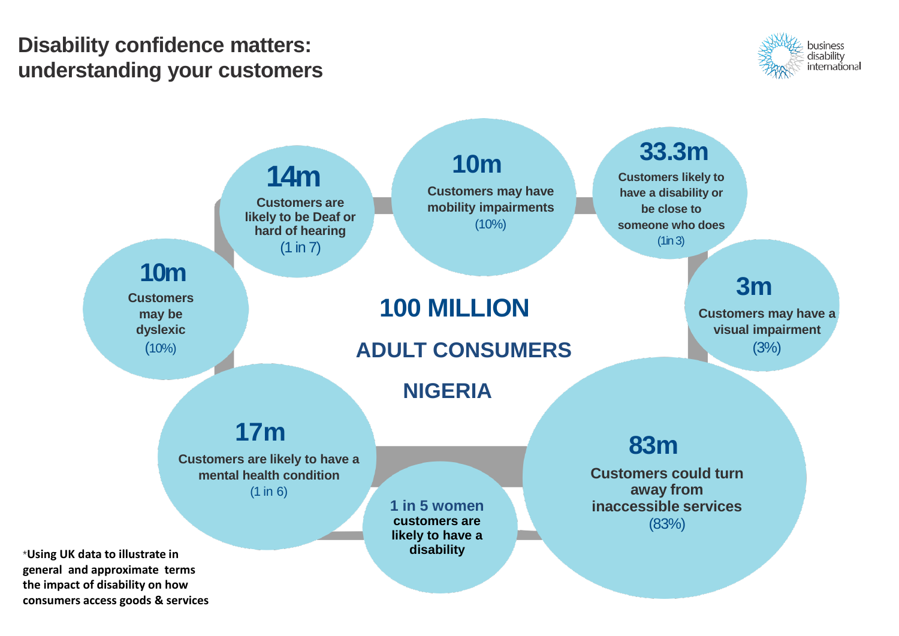# Disability confidence matters: understanding your customers

business disability international

## 100 MILLION

## ADULT CONSUMERS

## NIGERIA

**14m**
Customers are likely to be Deaf or hard of hearing
(1 in 7)

**10m**
Customers may have mobility impairments
(10%)

**33.3m**
Customers likely to have a disability or be close to someone who does
(1in 3)

**10m**
Customers may be dyslexic
(10%)

**3m**
Customers may have a visual impairment
(3%)

**17m**
Customers are likely to have a mental health condition
(1 in 6)

**1 in 5 women**
customers are likely to have a disability

**83m**
Customers could turn away from inaccessible services
(83%)

***Using UK data to illustrate in general and approximate terms the impact of disability on how consumers access goods & services**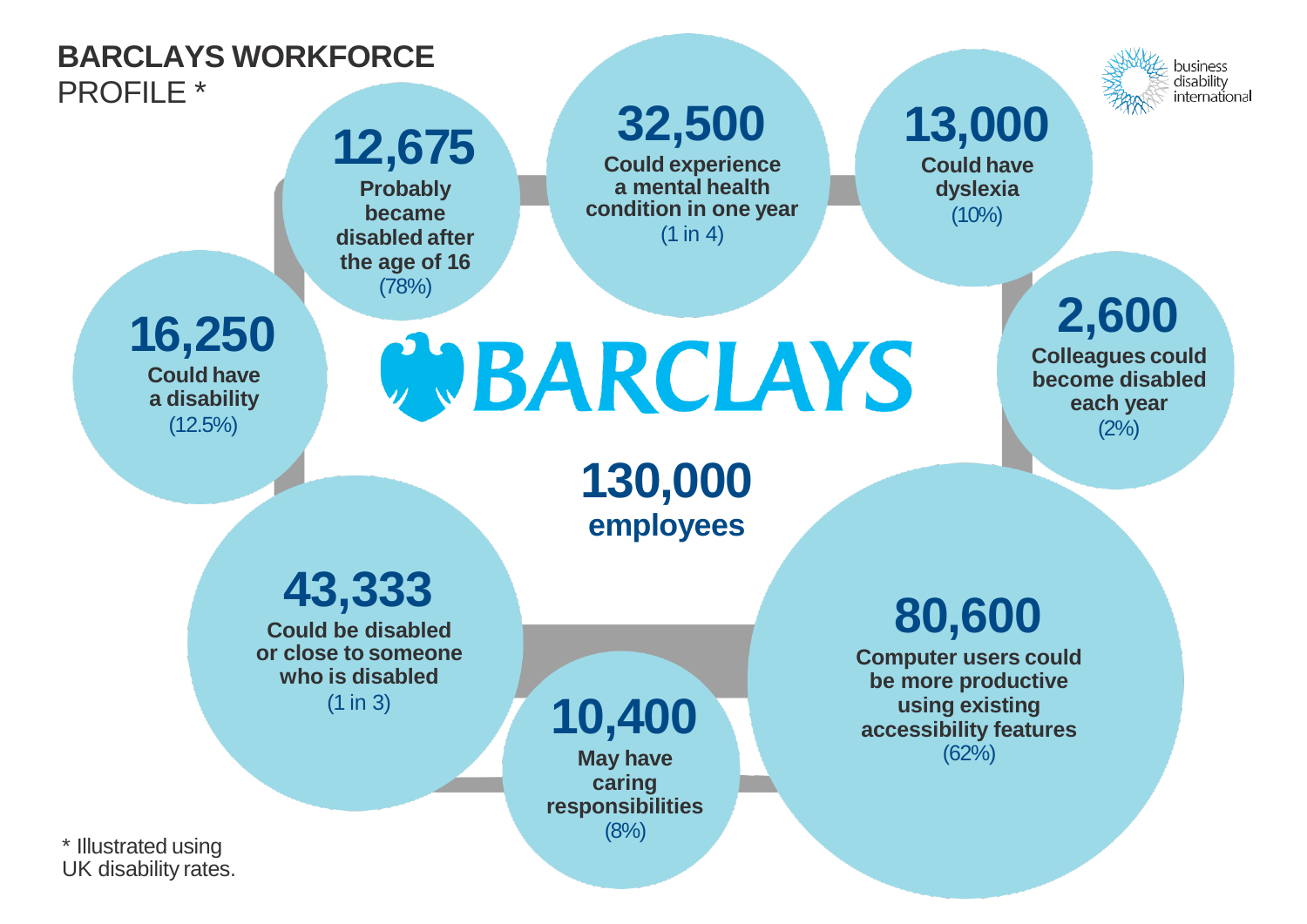# BARCLAYS WORKFORCE PROFILE *

business disability international

**12,675**
Probably became disabled after the age of 16
(78%)

**32,500**
Could experience a mental health condition in one year
(1 in 4)

**13,000**
Could have dyslexia
(10%)

**16,250**
Could have a disability
(12.5%)

BARCLAYS

**2,600**
Colleagues could become disabled each year
(2%)

**130,000**
**employees**

**43,333**
Could be disabled or close to someone who is disabled
(1 in 3)

**80,600**
Computer users could be more productive using existing accessibility features
(62%)

**10,400**
May have caring responsibilities
(8%)

* Illustrated using UK disability rates.